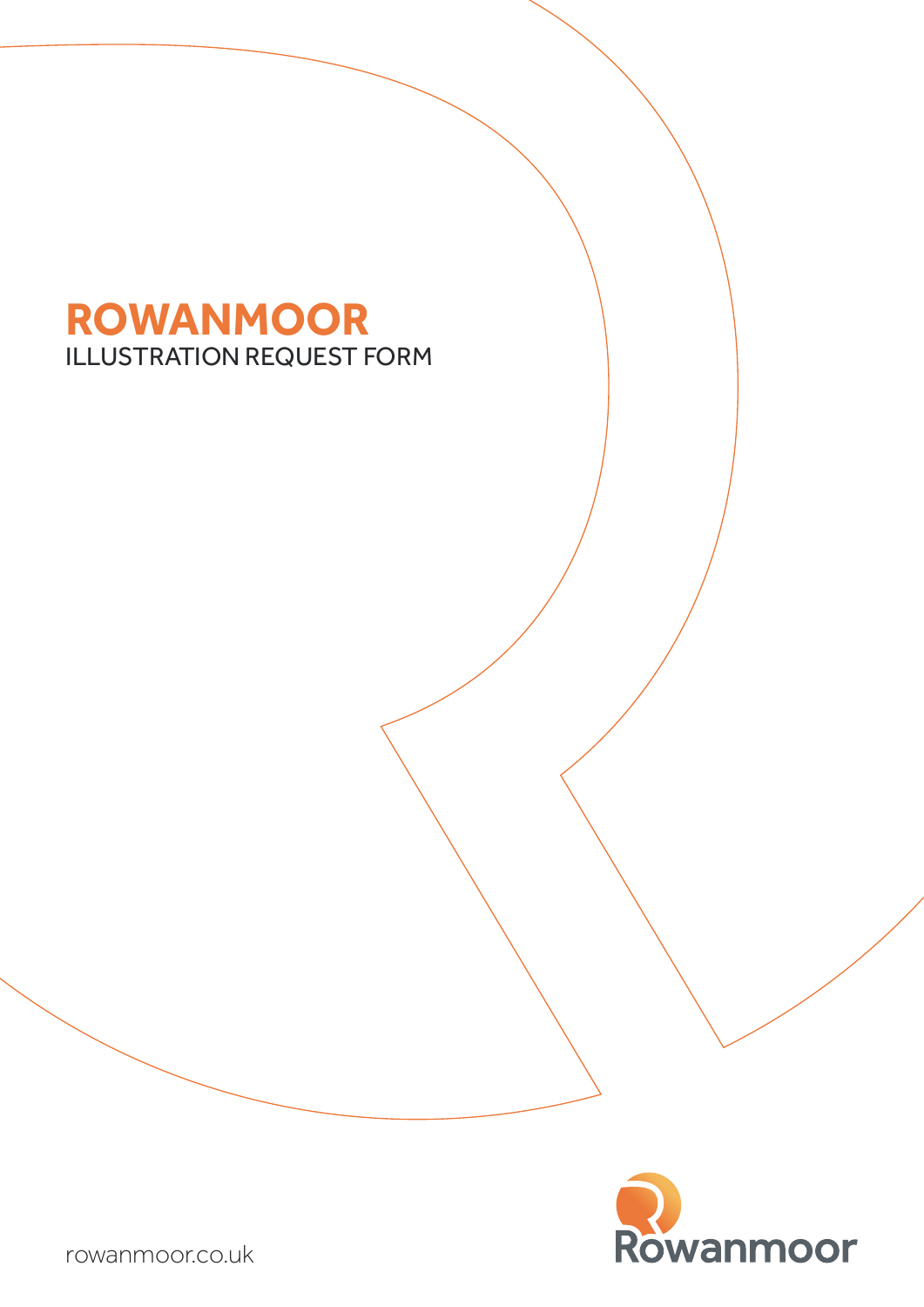# ROWANMOOR

ILLUSTRATION REQUEST FORM

Rowanmoor

rowanmoor.co.uk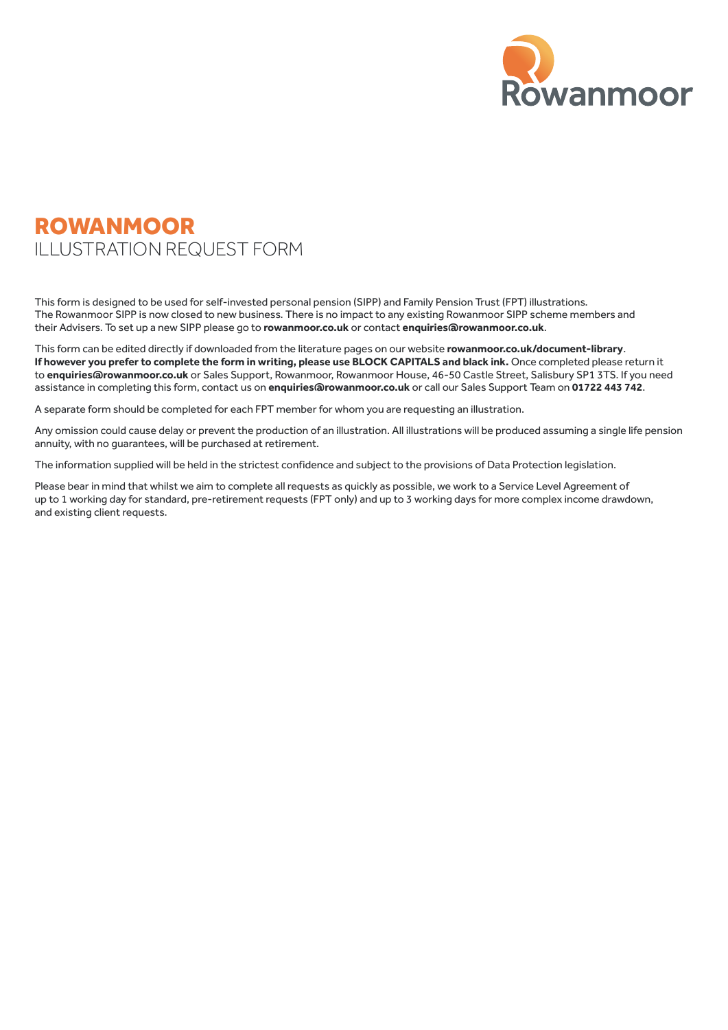# ROWANMOOR
## ILLUSTRATION REQUEST FORM

This form is designed to be used for self-invested personal pension (SIPP) and Family Pension Trust (FPT) illustrations. The Rowanmoor SIPP is now closed to new business. There is no impact to any existing Rowanmoor SIPP scheme members and their Advisers. To set up a new SIPP please go to **rowanmoor.co.uk** or contact **enquiries@rowanmoor.co.uk**.

This form can be edited directly if downloaded from the literature pages on our website **rowanmoor.co.uk/document-library**. **If however you prefer to complete the form in writing, please use BLOCK CAPITALS and black ink.** Once completed please return it to **enquiries@rowanmoor.co.uk** or Sales Support, Rowanmoor, Rowanmoor House, 46-50 Castle Street, Salisbury SP1 3TS. If you need assistance in completing this form, contact us on **enquiries@rowanmoor.co.uk** or call our Sales Support Team on **01722 443 742**.

A separate form should be completed for each FPT member for whom you are requesting an illustration.

Any omission could cause delay or prevent the production of an illustration. All illustrations will be produced assuming a single life pension annuity, with no guarantees, will be purchased at retirement.

The information supplied will be held in the strictest confidence and subject to the provisions of Data Protection legislation.

Please bear in mind that whilst we aim to complete all requests as quickly as possible, we work to a Service Level Agreement of up to 1 working day for standard, pre-retirement requests (FPT only) and up to 3 working days for more complex income drawdown, and existing client requests.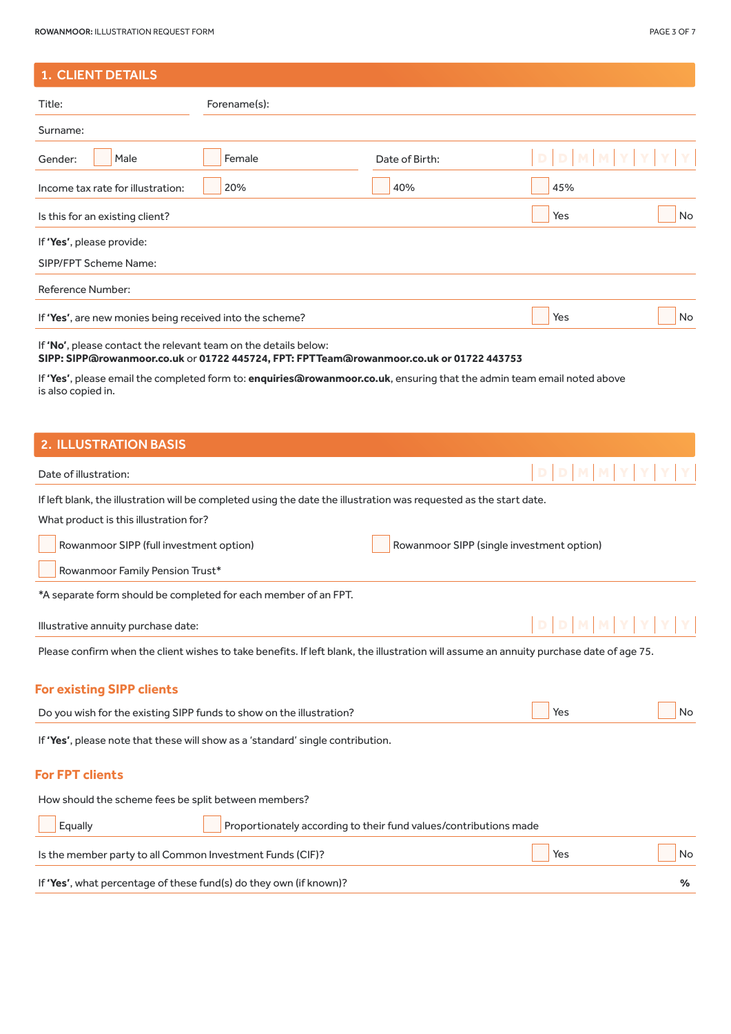## 1. CLIENT DETAILS

Title:

Forename(s):

Surname:

Gender: ☐ Male ☐ Female

Date of Birth: D D M M Y Y Y Y

Income tax rate for illustration: ☐ 20% ☐ 40% ☐ 45%

Is this for an existing client? ☐ Yes ☐ No

If **'Yes'**, please provide:

SIPP/FPT Scheme Name:

Reference Number:

If **'Yes'**, are new monies being received into the scheme? ☐ Yes ☐ No

If **'No'**, please contact the relevant team on the details below:
**SIPP: SIPP@rowanmoor.co.uk** or **01722 445724, FPT: FPTTeam@rowanmoor.co.uk or 01722 443753**

If **'Yes'**, please email the completed form to: **enquiries@rowanmoor.co.uk**, ensuring that the admin team email noted above is also copied in.

## 2. ILLUSTRATION BASIS

Date of illustration: D D M M Y Y Y Y

If left blank, the illustration will be completed using the date the illustration was requested as the start date.

What product is this illustration for?

☐ Rowanmoor SIPP (full investment option)

☐ Rowanmoor SIPP (single investment option)

☐ Rowanmoor Family Pension Trust*

*A separate form should be completed for each member of an FPT.

Illustrative annuity purchase date: D D M M Y Y Y Y

Please confirm when the client wishes to take benefits. If left blank, the illustration will assume an annuity purchase date of age 75.

### For existing SIPP clients

Do you wish for the existing SIPP funds to show on the illustration? ☐ Yes ☐ No

If **'Yes'**, please note that these will show as a 'standard' single contribution.

### For FPT clients

How should the scheme fees be split between members?

☐ Equally ☐ Proportionately according to their fund values/contributions made

Is the member party to all Common Investment Funds (CIF)? ☐ Yes ☐ No

If **'Yes'**, what percentage of these fund(s) do they own (if known)? **%**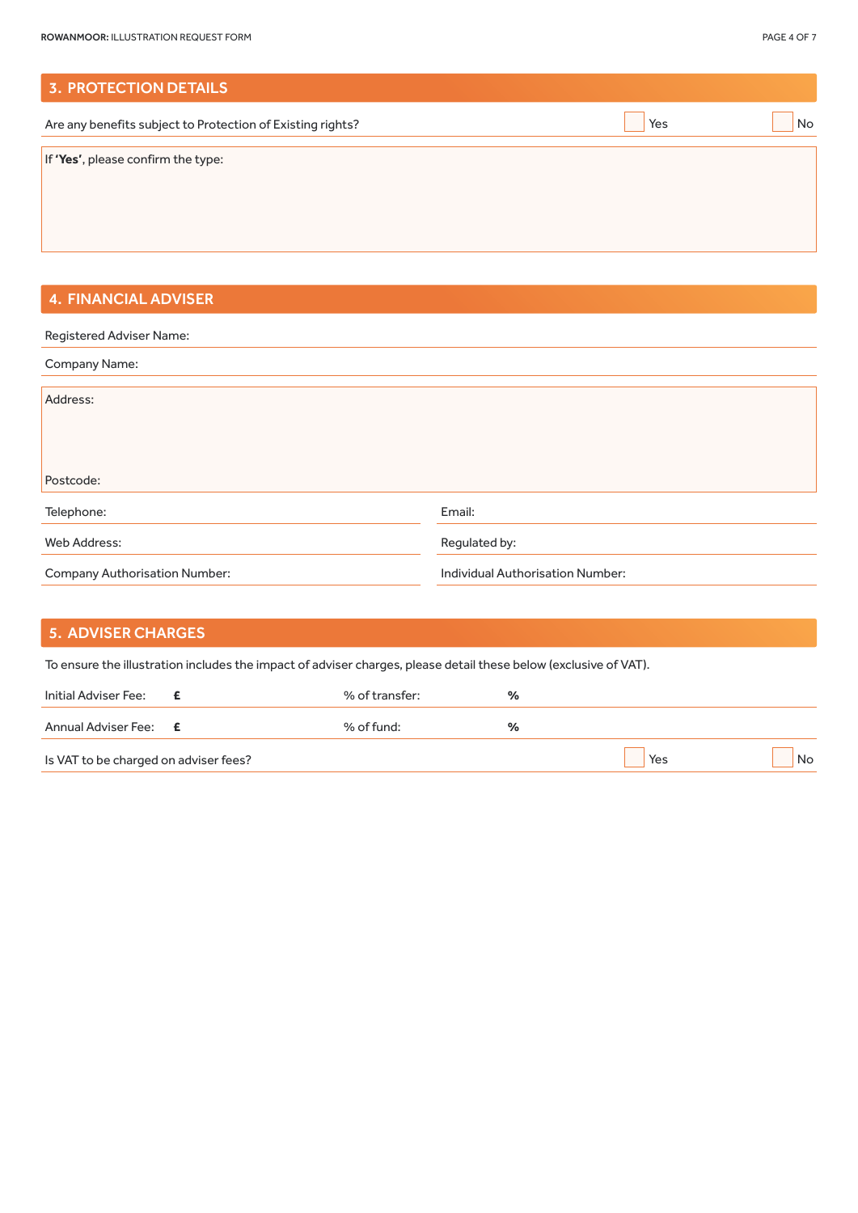## 3. PROTECTION DETAILS

Are any benefits subject to Protection of Existing rights? ☐ Yes ☐ No

If **'Yes'**, please confirm the type:

## 4. FINANCIAL ADVISER

Registered Adviser Name:

Company Name:

Address:

Postcode:

Telephone:

Email:

Web Address:

Regulated by:

Company Authorisation Number:

Individual Authorisation Number:

## 5. ADVISER CHARGES

To ensure the illustration includes the impact of adviser charges, please detail these below (exclusive of VAT).

| | | | |
|---|---|---|---|
| Initial Adviser Fee: | **£** | % of transfer: | **%** |
| Annual Adviser Fee: | **£** | % of fund: | **%** |

Is VAT to be charged on adviser fees? ☐ Yes ☐ No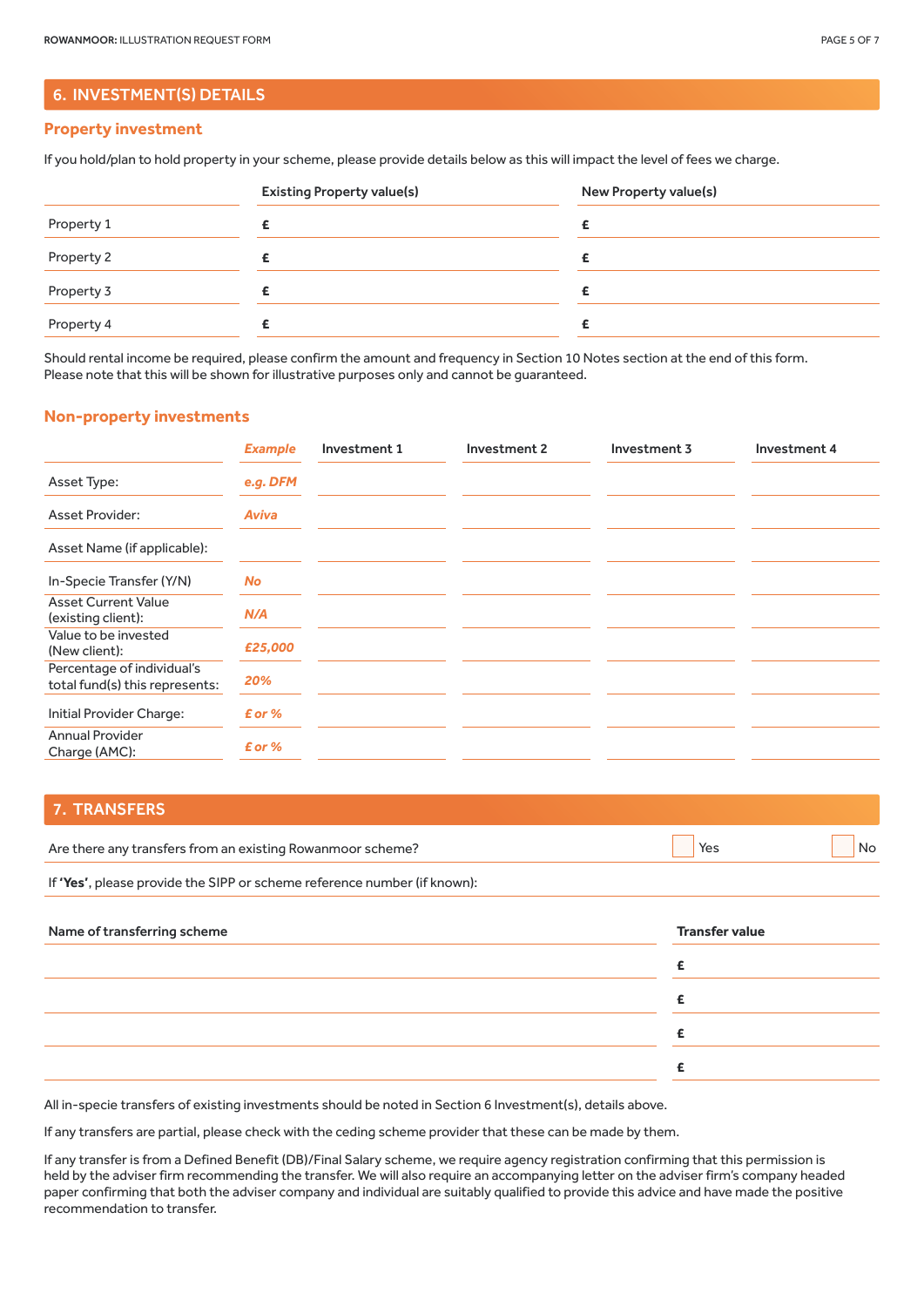## 6. INVESTMENT(S) DETAILS

### Property investment

If you hold/plan to hold property in your scheme, please provide details below as this will impact the level of fees we charge.

| | Existing Property value(s) | New Property value(s) |
|---|---|---|
| Property 1 | £ | £ |
| Property 2 | £ | £ |
| Property 3 | £ | £ |
| Property 4 | £ | £ |

Should rental income be required, please confirm the amount and frequency in Section 10 Notes section at the end of this form. Please note that this will be shown for illustrative purposes only and cannot be guaranteed.

### Non-property investments

| | *Example* | Investment 1 | Investment 2 | Investment 3 | Investment 4 |
|---|---|---|---|---|---|
| Asset Type: | *e.g. DFM* | | | | |
| Asset Provider: | *Aviva* | | | | |
| Asset Name (if applicable): | | | | | |
| In-Specie Transfer (Y/N) | *No* | | | | |
| Asset Current Value (existing client): | *N/A* | | | | |
| Value to be invested (New client): | *£25,000* | | | | |
| Percentage of individual's total fund(s) this represents: | *20%* | | | | |
| Initial Provider Charge: | *£ or %* | | | | |
| Annual Provider Charge (AMC): | *£ or %* | | | | |

## 7. TRANSFERS

Are there any transfers from an existing Rowanmoor scheme? ☐ Yes ☐ No

If **'Yes'**, please provide the SIPP or scheme reference number (if known):

| Name of transferring scheme | Transfer value |
|---|---|
| | £ |
| | £ |
| | £ |
| | £ |

All in-specie transfers of existing investments should be noted in Section 6 Investment(s), details above.

If any transfers are partial, please check with the ceding scheme provider that these can be made by them.

If any transfer is from a Defined Benefit (DB)/Final Salary scheme, we require agency registration confirming that this permission is held by the adviser firm recommending the transfer. We will also require an accompanying letter on the adviser firm's company headed paper confirming that both the adviser company and individual are suitably qualified to provide this advice and have made the positive recommendation to transfer.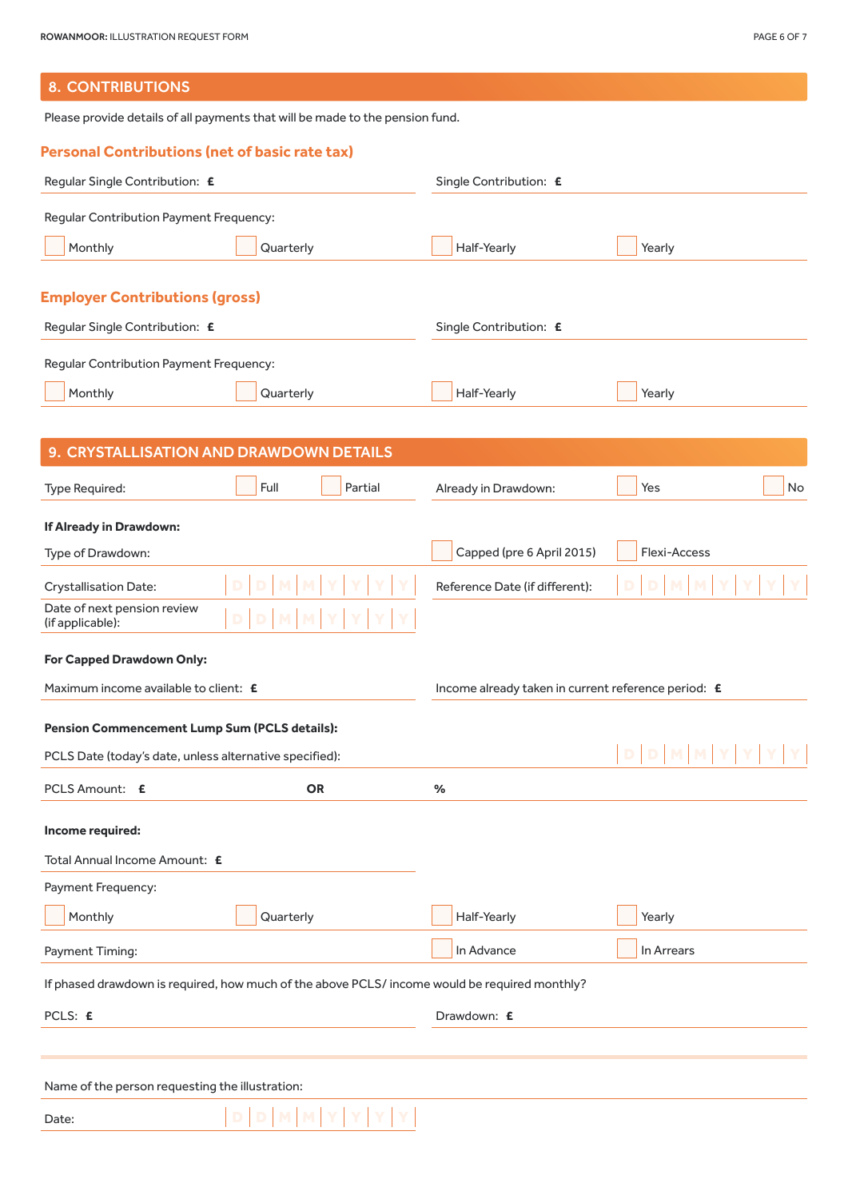## 8. CONTRIBUTIONS

Please provide details of all payments that will be made to the pension fund.

### Personal Contributions (net of basic rate tax)

Regular Single Contribution: £

Single Contribution: £

Regular Contribution Payment Frequency:

☐ Monthly ☐ Quarterly ☐ Half-Yearly ☐ Yearly

### Employer Contributions (gross)

Regular Single Contribution: £

Single Contribution: £

Regular Contribution Payment Frequency:

☐ Monthly ☐ Quarterly ☐ Half-Yearly ☐ Yearly

## 9. CRYSTALLISATION AND DRAWDOWN DETAILS

Type Required: ☐ Full ☐ Partial

Already in Drawdown: ☐ Yes ☐ No

**If Already in Drawdown:**

Type of Drawdown: ☐ Capped (pre 6 April 2015) ☐ Flexi-Access

Crystallisation Date: D D M M Y Y Y Y

Reference Date (if different): D D M M Y Y Y Y

Date of next pension review (if applicable): D D M M Y Y Y Y

**For Capped Drawdown Only:**

Maximum income available to client: £

Income already taken in current reference period: £

**Pension Commencement Lump Sum (PCLS details):**

PCLS Date (today's date, unless alternative specified): D D M M Y Y Y Y

PCLS Amount: £ **OR** %

**Income required:**

Total Annual Income Amount: £

Payment Frequency:

☐ Monthly ☐ Quarterly ☐ Half-Yearly ☐ Yearly

Payment Timing: ☐ In Advance ☐ In Arrears

If phased drawdown is required, how much of the above PCLS/ income would be required monthly?

PCLS: £

Drawdown: £

---

Name of the person requesting the illustration:

Date: D D M M Y Y Y Y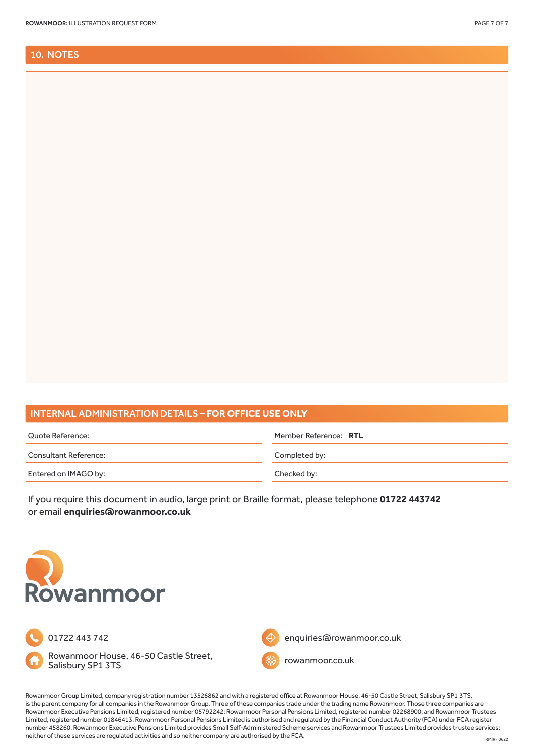## 10. NOTES

## INTERNAL ADMINISTRATION DETAILS – FOR OFFICE USE ONLY

| | |
|---|---|
| Quote Reference: | Member Reference: **RTL** |
| Consultant Reference: | Completed by: |
| Entered on IMAGO by: | Checked by: |

If you require this document in audio, large print or Braille format, please telephone **01722 443742** or email **enquiries@rowanmoor.co.uk**

Rowanmoor

01722 443 742

Rowanmoor House, 46-50 Castle Street, Salisbury SP1 3TS

enquiries@rowanmoor.co.uk

rowanmoor.co.uk

Rowanmoor Group Limited, company registration number 13526862 and with a registered office at Rowanmoor House, 46-50 Castle Street, Salisbury SP1 3TS, is the parent company for all companies in the Rowanmoor Group. Three of these companies trade under the trading name Rowanmoor. Those three companies are Rowanmoor Executive Pensions Limited, registered number 05792242; Rowanmoor Personal Pensions Limited, registered number 02268900; and Rowanmoor Trustees Limited, registered number 01846413. Rowanmoor Personal Pensions Limited is authorised and regulated by the Financial Conduct Authority (FCA) under FCA register number 458260. Rowanmoor Executive Pensions Limited provides Small Self-Administered Scheme services and Rowanmoor Trustees Limited provides trustee services; neither of these services are regulated activities and so neither company are authorised by the FCA.

RMIRF 0622